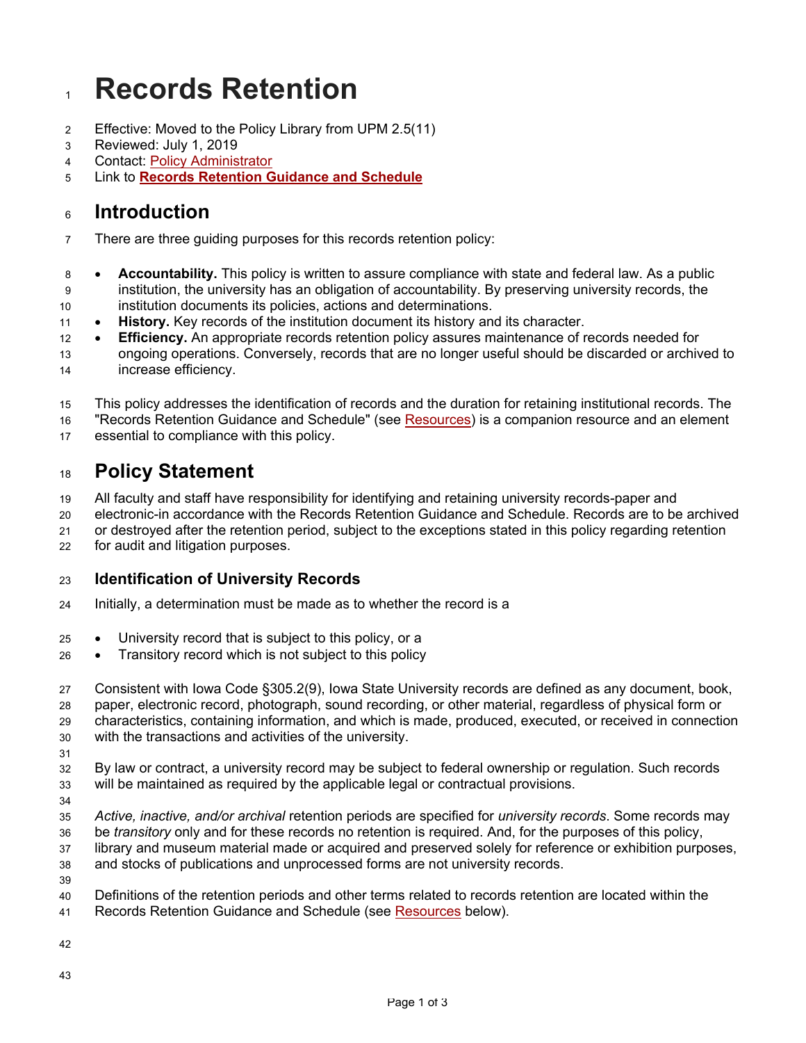# Records Retention

Effective: Moved to the Policy Library from UPM 2.5(11)
Reviewed: July 1, 2019
Contact: Policy Administrator
Link to **Records Retention Guidance and Schedule**

## Introduction

There are three guiding purposes for this records retention policy:

- **Accountability.** This policy is written to assure compliance with state and federal law. As a public institution, the university has an obligation of accountability. By preserving university records, the institution documents its policies, actions and determinations.
- **History.** Key records of the institution document its history and its character.
- **Efficiency.** An appropriate records retention policy assures maintenance of records needed for ongoing operations. Conversely, records that are no longer useful should be discarded or archived to increase efficiency.

This policy addresses the identification of records and the duration for retaining institutional records. The "Records Retention Guidance and Schedule" (see Resources) is a companion resource and an element essential to compliance with this policy.

## Policy Statement

All faculty and staff have responsibility for identifying and retaining university records-paper and electronic-in accordance with the Records Retention Guidance and Schedule. Records are to be archived or destroyed after the retention period, subject to the exceptions stated in this policy regarding retention for audit and litigation purposes.

### Identification of University Records

Initially, a determination must be made as to whether the record is a

- University record that is subject to this policy, or a
- Transitory record which is not subject to this policy

Consistent with Iowa Code §305.2(9), Iowa State University records are defined as any document, book, paper, electronic record, photograph, sound recording, or other material, regardless of physical form or characteristics, containing information, and which is made, produced, executed, or received in connection with the transactions and activities of the university.

By law or contract, a university record may be subject to federal ownership or regulation. Such records will be maintained as required by the applicable legal or contractual provisions.

*Active, inactive, and/or archival* retention periods are specified for *university records*. Some records may be *transitory* only and for these records no retention is required. And, for the purposes of this policy, library and museum material made or acquired and preserved solely for reference or exhibition purposes, and stocks of publications and unprocessed forms are not university records.

Definitions of the retention periods and other terms related to records retention are located within the Records Retention Guidance and Schedule (see Resources below).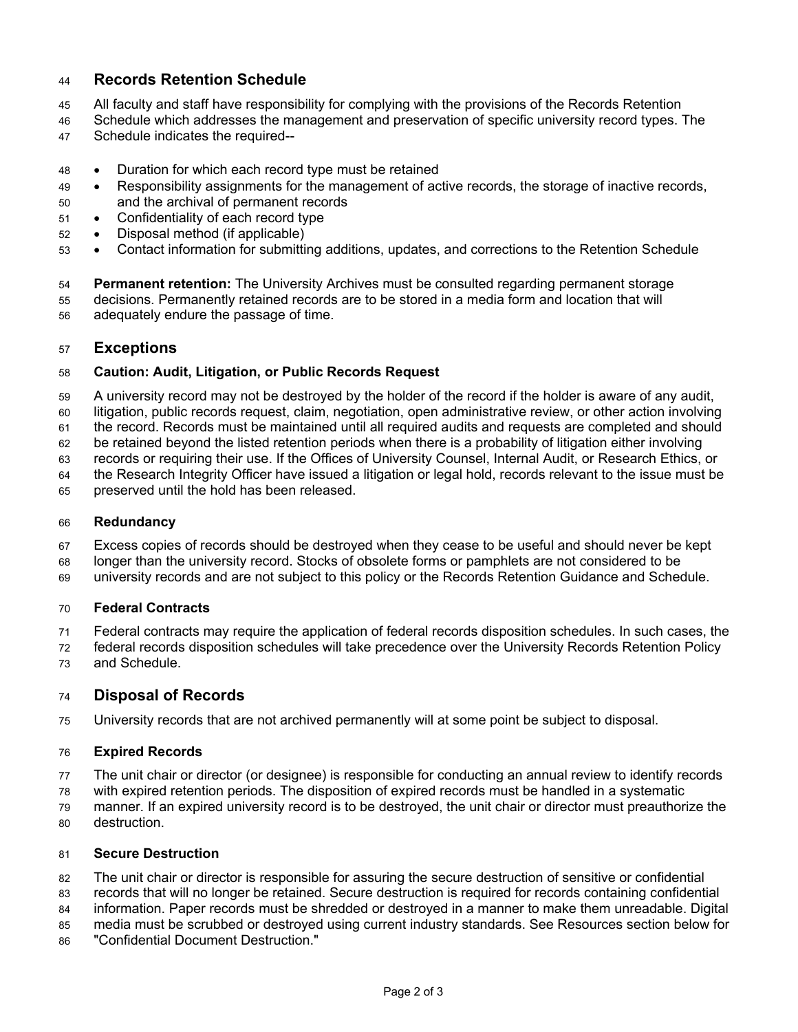## Records Retention Schedule

All faculty and staff have responsibility for complying with the provisions of the Records Retention Schedule which addresses the management and preservation of specific university record types. The Schedule indicates the required--

- Duration for which each record type must be retained
- Responsibility assignments for the management of active records, the storage of inactive records, and the archival of permanent records
- Confidentiality of each record type
- Disposal method (if applicable)
- Contact information for submitting additions, updates, and corrections to the Retention Schedule

**Permanent retention:** The University Archives must be consulted regarding permanent storage decisions. Permanently retained records are to be stored in a media form and location that will adequately endure the passage of time.

## Exceptions

### Caution: Audit, Litigation, or Public Records Request

A university record may not be destroyed by the holder of the record if the holder is aware of any audit, litigation, public records request, claim, negotiation, open administrative review, or other action involving the record. Records must be maintained until all required audits and requests are completed and should be retained beyond the listed retention periods when there is a probability of litigation either involving records or requiring their use. If the Offices of University Counsel, Internal Audit, or Research Ethics, or the Research Integrity Officer have issued a litigation or legal hold, records relevant to the issue must be preserved until the hold has been released.

### Redundancy

Excess copies of records should be destroyed when they cease to be useful and should never be kept longer than the university record. Stocks of obsolete forms or pamphlets are not considered to be university records and are not subject to this policy or the Records Retention Guidance and Schedule.

### Federal Contracts

Federal contracts may require the application of federal records disposition schedules. In such cases, the federal records disposition schedules will take precedence over the University Records Retention Policy and Schedule.

## Disposal of Records

University records that are not archived permanently will at some point be subject to disposal.

### Expired Records

The unit chair or director (or designee) is responsible for conducting an annual review to identify records with expired retention periods. The disposition of expired records must be handled in a systematic manner. If an expired university record is to be destroyed, the unit chair or director must preauthorize the destruction.

### Secure Destruction

The unit chair or director is responsible for assuring the secure destruction of sensitive or confidential records that will no longer be retained. Secure destruction is required for records containing confidential information. Paper records must be shredded or destroyed in a manner to make them unreadable. Digital media must be scrubbed or destroyed using current industry standards. See Resources section below for "Confidential Document Destruction."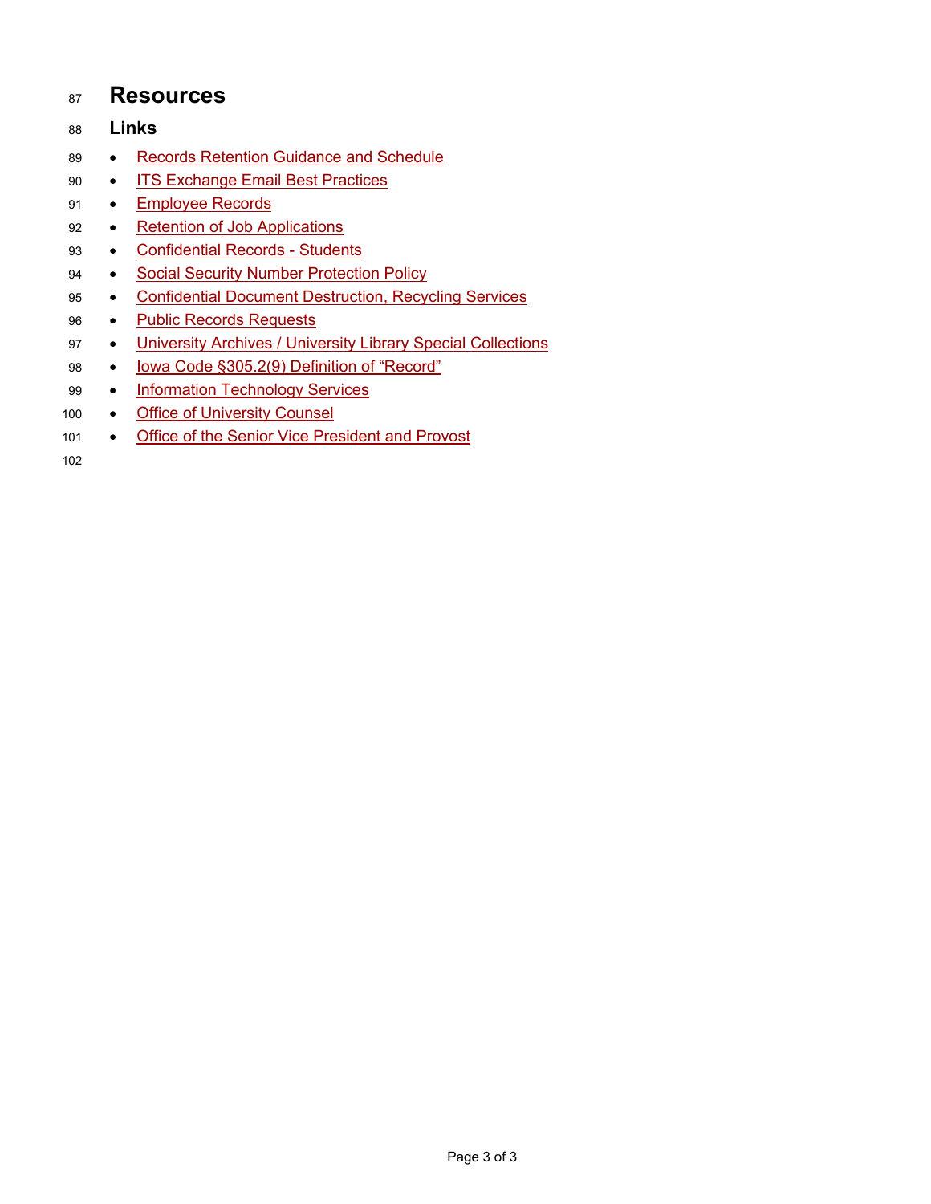# Resources

## Links

- Records Retention Guidance and Schedule
- ITS Exchange Email Best Practices
- Employee Records
- Retention of Job Applications
- Confidential Records - Students
- Social Security Number Protection Policy
- Confidential Document Destruction, Recycling Services
- Public Records Requests
- University Archives / University Library Special Collections
- Iowa Code §305.2(9) Definition of "Record"
- Information Technology Services
- Office of University Counsel
- Office of the Senior Vice President and Provost